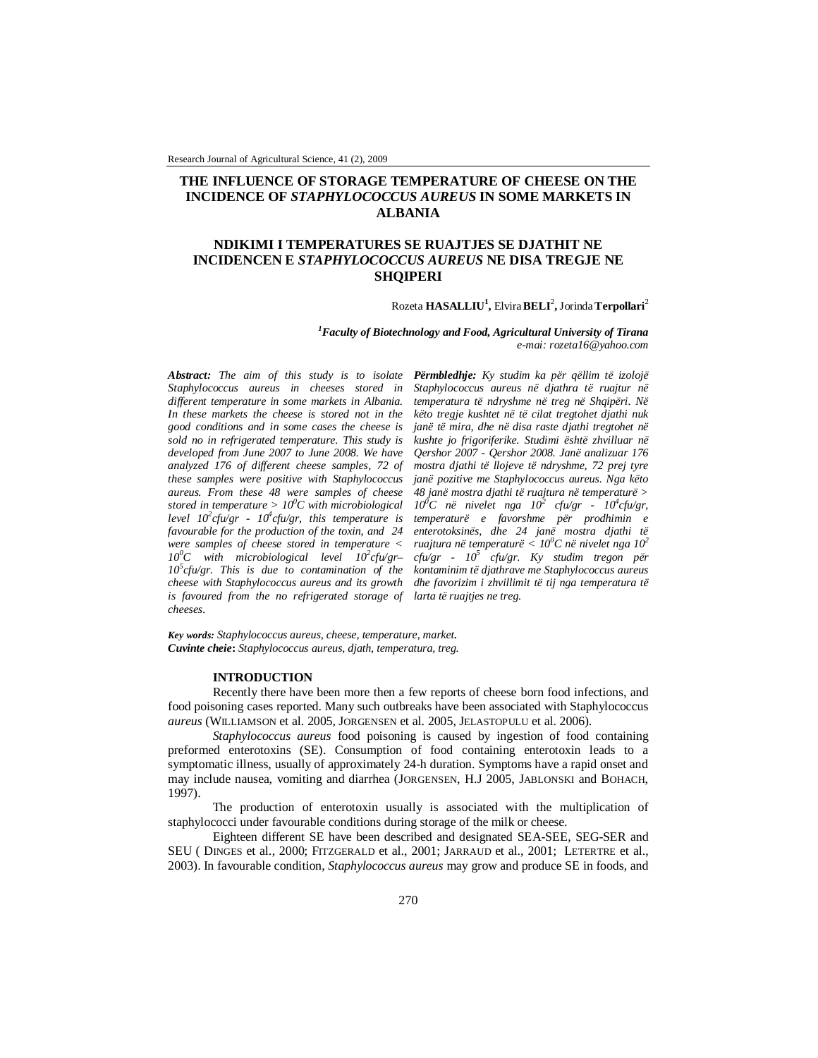# THE INFLUENCE OF STORAGE TEMPERATURE OF CHEESE ON THE INCIDENCE OF *STAPHYLOCOCCUS AUREUS* IN SOME MARKETS IN ALBANIA

# NDIKIMI I TEMPERATURES SE RUAJTJES SE DJATHIT NE INCIDENCEN E *STAPHYLOCOCCUS AUREUS* NE DISA TREGJE NE SHQIPERI

Rozeta **HASALLIU**[1], Elvira **BELI**[2], Jorinda **Terpollari**[2]

*[1]Faculty of Biotechnology and Food, Agricultural University of Tirana*
*e-mai: rozeta16@yahoo.com*

***Abstract:*** *The aim of this study is to isolate Staphylococcus aureus in cheeses stored in different temperature in some markets in Albania. In these markets the cheese is stored not in the good conditions and in some cases the cheese is sold no in refrigerated temperature. This study is developed from June 2007 to June 2008. We have analyzed 176 of different cheese samples, 72 of these samples were positive with Staphylococcus aureus. From these 48 were samples of cheese stored in temperature > $10^0C$ with microbiological level $10^2$cfu/gr - $10^4$cfu/gr, this temperature is favourable for the production of the toxin, and 24 were samples of cheese stored in temperature < $10^0C$ with microbiological level $10^2$cfu/gr– $10^5$cfu/gr. This is due to contamination of the cheese with Staphylococcus aureus and its growth is favoured from the no refrigerated storage of cheeses.*

***Përmbledhje:*** *Ky studim ka për qëllim të izolojë Staphylococcus aureus në djathra të ruajtur në temperatura të ndryshme në treg në Shqipëri. Në këto tregje kushtet në të cilat tregtohet djathi nuk janë të mira, dhe në disa raste djathi tregtohet në kushte jo frigoriferike. Studimi është zhvilluar në Qershor 2007 - Qershor 2008. Janë analizuar 176 mostra djathi të llojeve të ndryshme, 72 prej tyre janë pozitive me Staphylococcus aureus. Nga këto 48 janë mostra djathi të ruajtura në temperaturë > $10^0C$ në nivelet nga $10^2$ cfu/gr - $10^4$cfu/gr, temperaturë e favorshme për prodhimin e enterotoksinës, dhe 24 janë mostra djathi të ruajtura në temperaturë < $10^0C$ në nivelet nga $10^2$ cfu/gr - $10^5$ cfu/gr. Ky studim tregon për kontaminim të djathrave me Staphylococcus aureus dhe favorizim i zhvillimit të tij nga temperatura të larta të ruajtjes ne treg.*

***Key words:*** *Staphylococcus aureus, cheese, temperature, market.*
***Cuvinte cheie*:** *Staphylococcus aureus, djath, temperatura, treg.*

## INTRODUCTION

Recently there have been more then a few reports of cheese born food infections, and food poisoning cases reported. Many such outbreaks have been associated with Staphylococcus *aureus* (WILLIAMSON et al. 2005, JORGENSEN et al. 2005, JELASTOPULU et al. 2006).

*Staphylococcus aureus* food poisoning is caused by ingestion of food containing preformed enterotoxins (SE). Consumption of food containing enterotoxin leads to a symptomatic illness, usually of approximately 24-h duration. Symptoms have a rapid onset and may include nausea, vomiting and diarrhea (JORGENSEN, H.J 2005, JABLONSKI and BOHACH, 1997).

The production of enterotoxin usually is associated with the multiplication of staphylococci under favourable conditions during storage of the milk or cheese.

Eighteen different SE have been described and designated SEA-SEE, SEG-SER and SEU ( DINGES et al., 2000; FITZGERALD et al., 2001; JARRAUD et al., 2001; LETERTRE et al., 2003). In favourable condition, *Staphylococcus aureus* may grow and produce SE in foods, and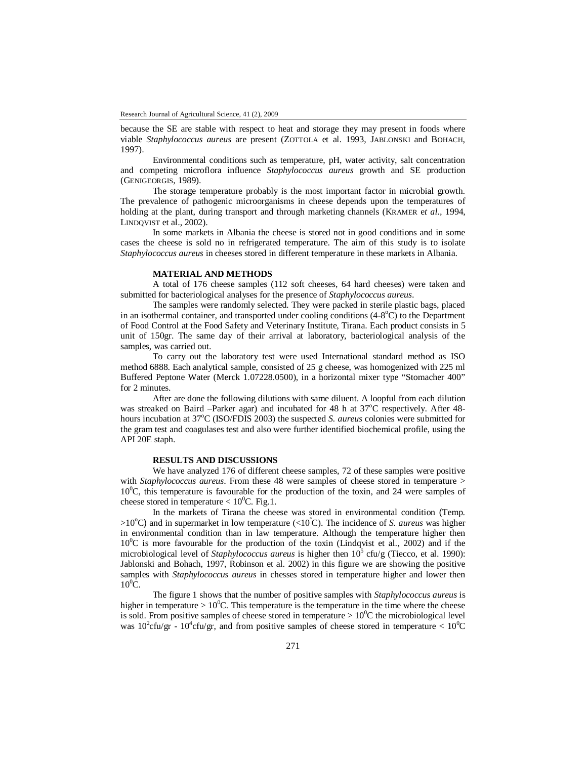because the SE are stable with respect to heat and storage they may present in foods where viable *Staphylococcus aureus* are present (ZOTTOLA et al. 1993, JABLONSKI and BOHACH, 1997).

Environmental conditions such as temperature, pH, water activity, salt concentration and competing microflora influence *Staphylococcus aureus* growth and SE production (GENIGEORGIS, 1989).

The storage temperature probably is the most important factor in microbial growth. The prevalence of pathogenic microorganisms in cheese depends upon the temperatures of holding at the plant, during transport and through marketing channels (KRAMER e*t al.*, 1994, LINDQVIST et al., 2002).

In some markets in Albania the cheese is stored not in good conditions and in some cases the cheese is sold no in refrigerated temperature. The aim of this study is to isolate *Staphylococcus aureus* in cheeses stored in different temperature in these markets in Albania.

## MATERIAL AND METHODS

A total of 176 cheese samples (112 soft cheeses, 64 hard cheeses) were taken and submitted for bacteriological analyses for the presence of *Staphylococcus aureus*.

The samples were randomly selected. They were packed in sterile plastic bags, placed in an isothermal container, and transported under cooling conditions (4-8$^{o}$C) to the Department of Food Control at the Food Safety and Veterinary Institute, Tirana. Each product consists in 5 unit of 150gr. The same day of their arrival at laboratory, bacteriological analysis of the samples, was carried out.

To carry out the laboratory test were used International standard method as ISO method 6888. Each analytical sample, consisted of 25 g cheese, was homogenized with 225 ml Buffered Peptone Water (Merck 1.07228.0500), in a horizontal mixer type "Stomacher 400" for 2 minutes.

After are done the following dilutions with same diluent. A loopful from each dilution was streaked on Baird –Parker agar) and incubated for 48 h at 37$^{o}$C respectively. After 48-hours incubation at 37$^{o}$C (ISO/FDIS 2003) the suspected *S. aureus* colonies were submitted for the gram test and coagulases test and also were further identified biochemical profile, using the API 20E staph.

## RESULTS AND DISCUSSIONS

We have analyzed 176 of different cheese samples, 72 of these samples were positive with *Staphylococcus aureus*. From these 48 were samples of cheese stored in temperature > 10$^{0}$C, this temperature is favourable for the production of the toxin, and 24 were samples of cheese stored in temperature < 10$^{0}$C. Fig.1.

In the markets of Tirana the cheese was stored in environmental condition (Temp. >10$^{o}$C) and in supermarket in low temperature (<10$^{°}$C). The incidence of *S. aureus* was higher in environmental condition than in law temperature. Although the temperature higher then 10$^{0}$C is more favourable for the production of the toxin (Lindqvist et al., 2002) and if the microbiological level of *Staphylococcus aureus* is higher then $10^{5}$ cfu/g (Tiecco, et al. 1990): Jablonski and Bohach, 1997, Robinson et al. 2002) in this figure we are showing the positive samples with *Staphylococcus aureus* in chesses stored in temperature higher and lower then 10$^{0}$C.

The figure 1 shows that the number of positive samples with *Staphylococcus aureus* is higher in temperature > 10$^{0}$C. This temperature is the temperature in the time where the cheese is sold. From positive samples of cheese stored in temperature > 10$^{0}$C the microbiological level was $10^{2}$cfu/gr - $10^{4}$cfu/gr, and from positive samples of cheese stored in temperature < 10$^{0}$C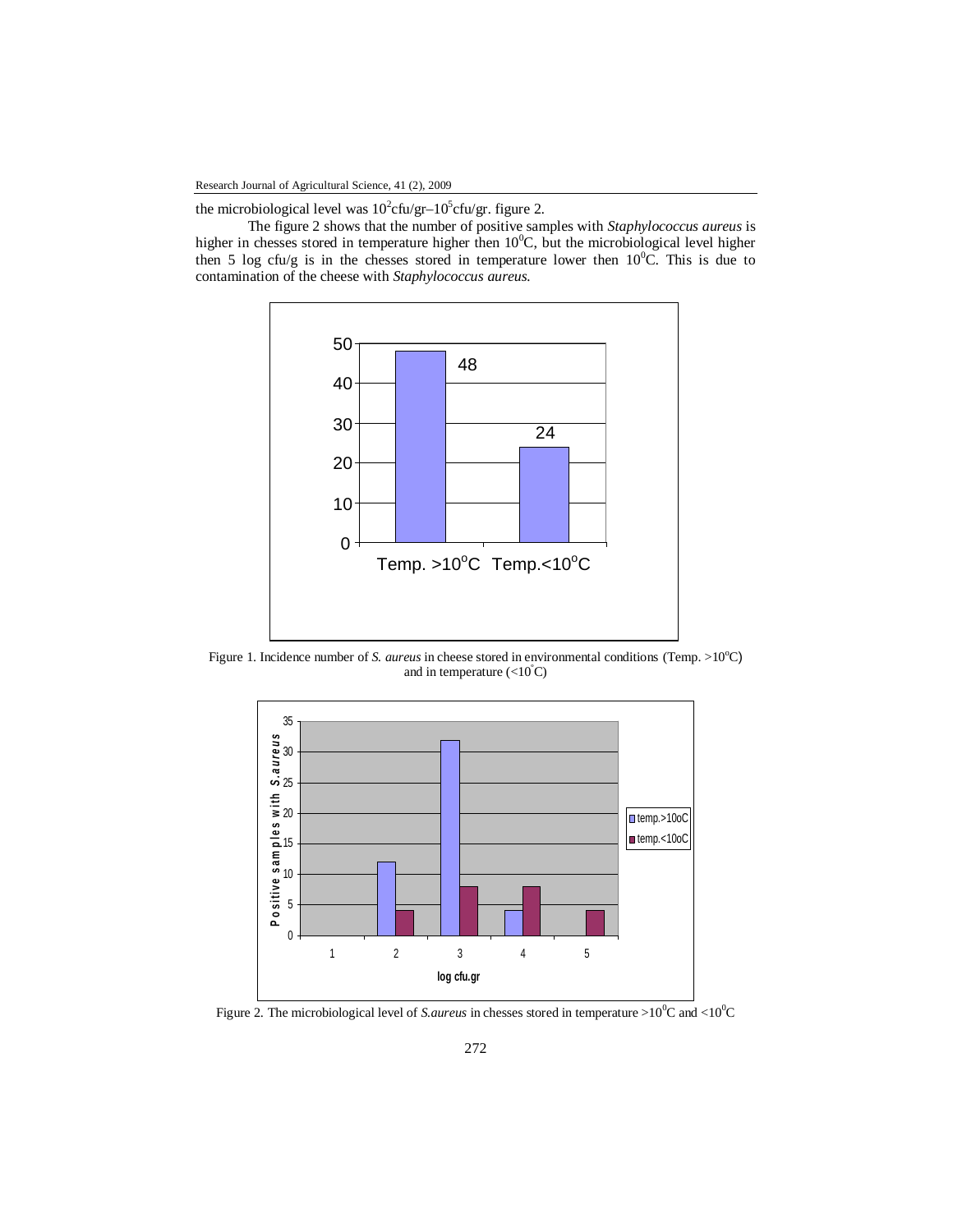the microbiological level was $10^2$cfu/gr–$10^5$cfu/gr. figure 2.

The figure 2 shows that the number of positive samples with *Staphylococcus aureus* is higher in chesses stored in temperature higher then $10^0$C, but the microbiological level higher then 5 log cfu/g is in the chesses stored in temperature lower then $10^0$C. This is due to contamination of the cheese with *Staphylococcus aureus.*

Figure 1. Incidence number of *S. aureus* in cheese stored in environmental conditions (Temp. >$10^o$C) and in temperature (<$10^°$C)

Figure 2. The microbiological level of *S.aureus* in chesses stored in temperature >$10^0$C and <$10^0$C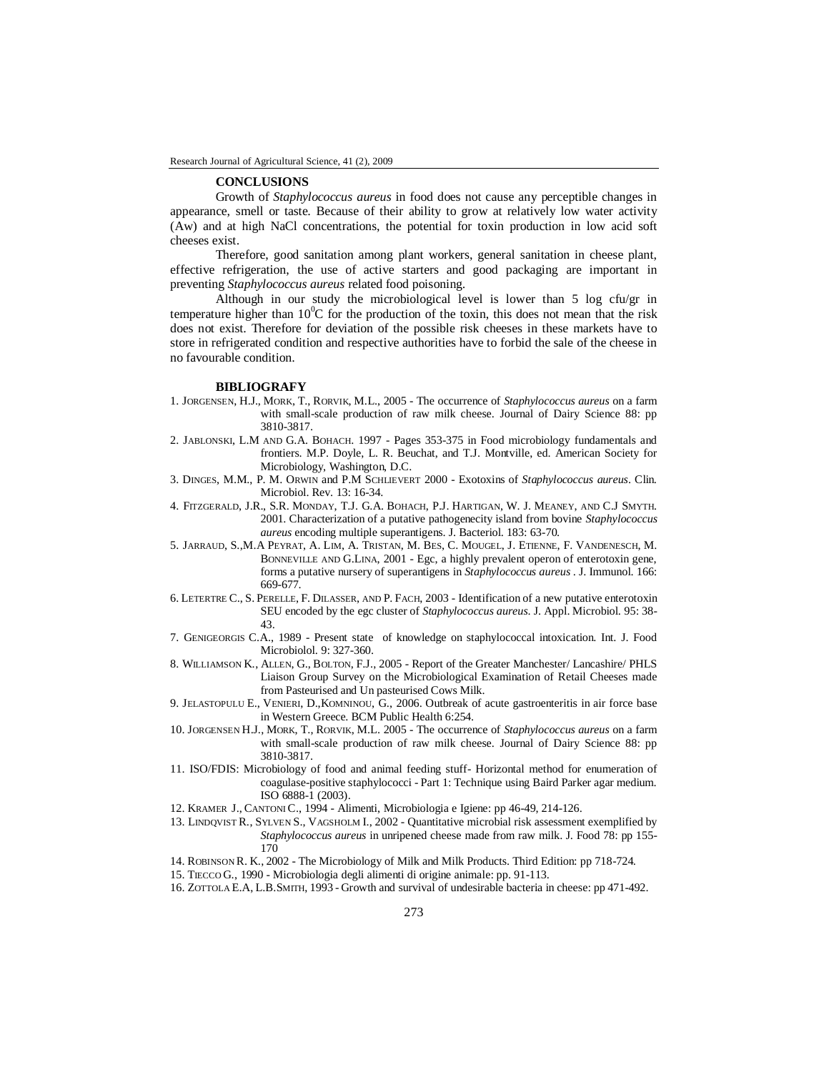**CONCLUSIONS**

Growth of *Staphylococcus aureus* in food does not cause any perceptible changes in appearance, smell or taste. Because of their ability to grow at relatively low water activity (Aw) and at high NaCl concentrations, the potential for toxin production in low acid soft cheeses exist.

Therefore, good sanitation among plant workers, general sanitation in cheese plant, effective refrigeration, the use of active starters and good packaging are important in preventing *Staphylococcus aureus* related food poisoning.

Although in our study the microbiological level is lower than 5 log cfu/gr in temperature higher than $10^{0}$C for the production of the toxin, this does not mean that the risk does not exist. Therefore for deviation of the possible risk cheeses in these markets have to store in refrigerated condition and respective authorities have to forbid the sale of the cheese in no favourable condition.

**BIBLIOGRAFY**

1. JORGENSEN, H.J., MORK, T., RORVIK, M.L., 2005 - The occurrence of *Staphylococcus aureus* on a farm with small-scale production of raw milk cheese. Journal of Dairy Science 88: pp 3810-3817.
2. JABLONSKI, L.M AND G.A. BOHACH. 1997 - Pages 353-375 in Food microbiology fundamentals and frontiers. M.P. Doyle, L. R. Beuchat, and T.J. Montville, ed. American Society for Microbiology, Washington, D.C.
3. DINGES, M.M., P. M. ORWIN and P.M SCHLIEVERT 2000 - Exotoxins of *Staphylococcus aureus*. Clin. Microbiol. Rev. 13: 16-34.
4. FITZGERALD, J.R., S.R. MONDAY, T.J. G.A. BOHACH, P.J. HARTIGAN, W. J. MEANEY, AND C.J SMYTH. 2001. Characterization of a putative pathogenecity island from bovine *Staphylococcus aureus* encoding multiple superantigens. J. Bacteriol. 183: 63-70.
5. JARRAUD, S.,M.A PEYRAT, A. LIM, A. TRISTAN, M. BES, C. MOUGEL, J. ETIENNE, F. VANDENESCH, M. BONNEVILLE AND G.LINA, 2001 - Egc, a highly prevalent operon of enterotoxin gene, forms a putative nursery of superantigens in *Staphylococcus aureus* . J. Immunol. 166: 669-677.
6. LETERTRE C., S. PERELLE, F. DILASSER, AND P. FACH, 2003 - Identification of a new putative enterotoxin SEU encoded by the egc cluster of *Staphylococcus aureus*. J. Appl. Microbiol. 95: 38-43.
7. GENIGEORGIS C.A., 1989 - Present state of knowledge on staphylococcal intoxication. Int. J. Food Microbiolol. 9: 327-360.
8. WILLIAMSON K., ALLEN, G., BOLTON, F.J., 2005 - Report of the Greater Manchester/ Lancashire/ PHLS Liaison Group Survey on the Microbiological Examination of Retail Cheeses made from Pasteurised and Un pasteurised Cows Milk.
9. JELASTOPULU E., VENIERI, D.,KOMNINOU, G., 2006. Outbreak of acute gastroenteritis in air force base in Western Greece. BCM Public Health 6:254.
10. JORGENSEN H.J., MORK, T., RORVIK, M.L. 2005 - The occurrence of *Staphylococcus aureus* on a farm with small-scale production of raw milk cheese. Journal of Dairy Science 88: pp 3810-3817.
11. ISO/FDIS: Microbiology of food and animal feeding stuff- Horizontal method for enumeration of coagulase-positive staphylococci - Part 1: Technique using Baird Parker agar medium. ISO 6888-1 (2003).
12. KRAMER J., CANTONI C., 1994 - Alimenti, Microbiologia e Igiene: pp 46-49, 214-126.
13. LINDQVIST R., SYLVEN S., VAGSHOLM I., 2002 - Quantitative microbial risk assessment exemplified by *Staphylococcus aureus* in unripened cheese made from raw milk. J. Food 78: pp 155-170
14. ROBINSON R. K., 2002 - The Microbiology of Milk and Milk Products. Third Edition: pp 718-724.
15. TIECCO G., 1990 - Microbiologia degli alimenti di origine animale: pp. 91-113.
16. ZOTTOLA E.A, L.B.SMITH, 1993 - Growth and survival of undesirable bacteria in cheese: pp 471-492.